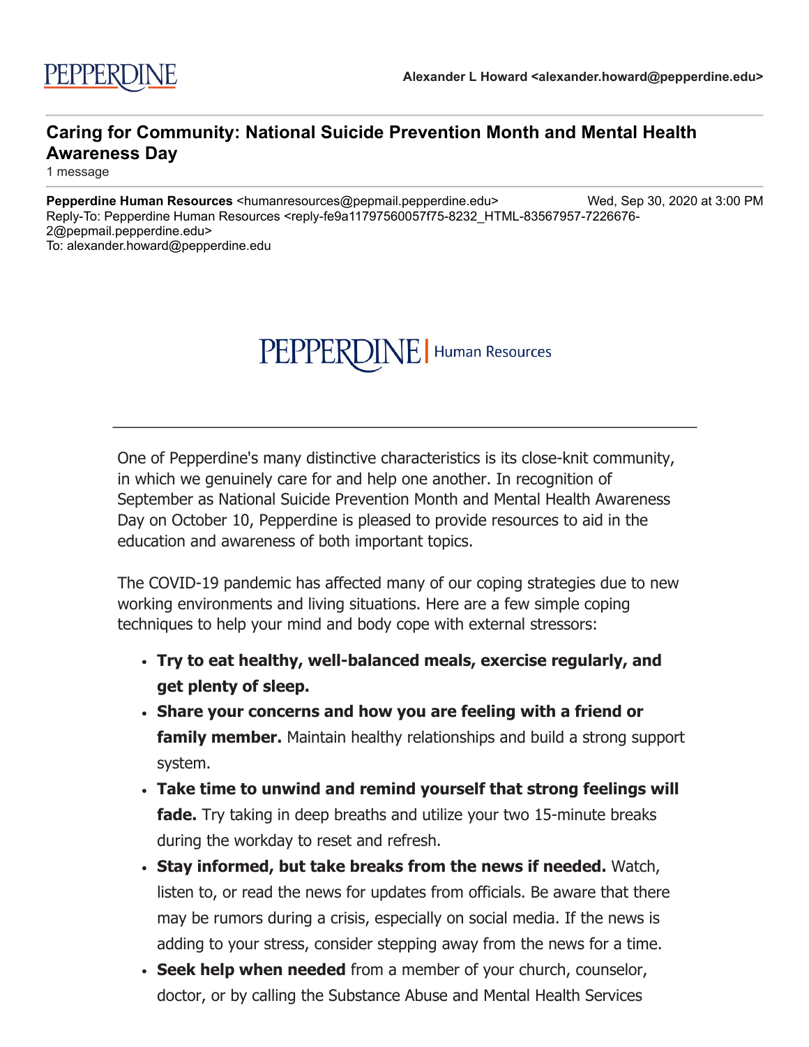PEPPERDINE

**Alexander L Howard <alexander.howard@pepperdine.edu>**

---

## Caring for Community: National Suicide Prevention Month and Mental Health Awareness Day

1 message

---

**Pepperdine Human Resources** <humanresources@pepmail.pepperdine.edu> Wed, Sep 30, 2020 at 3:00 PM
Reply-To: Pepperdine Human Resources <reply-fe9a11797560057f75-8232_HTML-83567957-7226676-2@pepmail.pepperdine.edu>
To: alexander.howard@pepperdine.edu

PEPPERDINE | Human Resources

---

One of Pepperdine's many distinctive characteristics is its close-knit community, in which we genuinely care for and help one another. In recognition of September as National Suicide Prevention Month and Mental Health Awareness Day on October 10, Pepperdine is pleased to provide resources to aid in the education and awareness of both important topics.

The COVID-19 pandemic has affected many of our coping strategies due to new working environments and living situations. Here are a few simple coping techniques to help your mind and body cope with external stressors:

- **Try to eat healthy, well-balanced meals, exercise regularly, and get plenty of sleep.**
- **Share your concerns and how you are feeling with a friend or family member.** Maintain healthy relationships and build a strong support system.
- **Take time to unwind and remind yourself that strong feelings will fade.** Try taking in deep breaths and utilize your two 15-minute breaks during the workday to reset and refresh.
- **Stay informed, but take breaks from the news if needed.** Watch, listen to, or read the news for updates from officials. Be aware that there may be rumors during a crisis, especially on social media. If the news is adding to your stress, consider stepping away from the news for a time.
- **Seek help when needed** from a member of your church, counselor, doctor, or by calling the Substance Abuse and Mental Health Services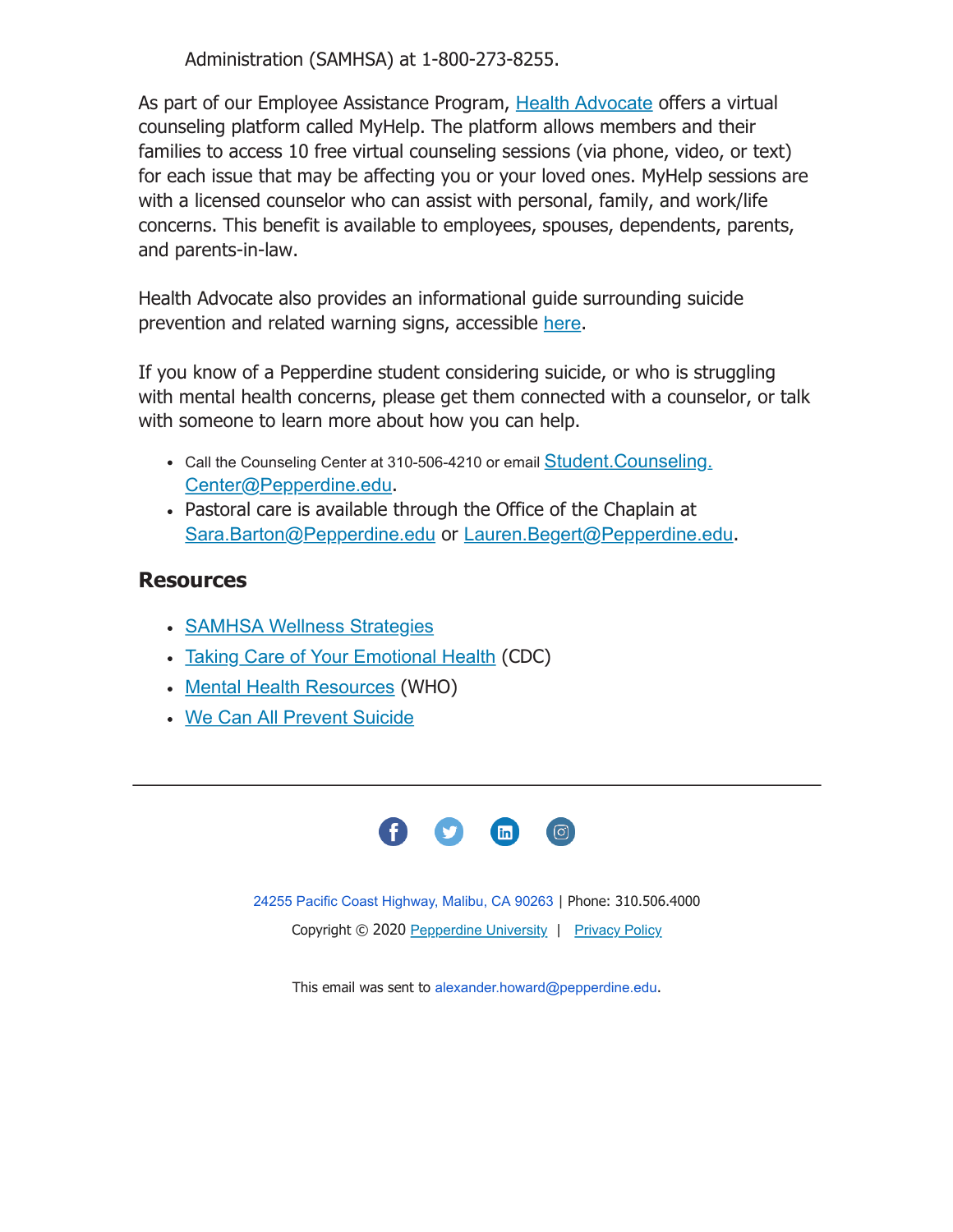Administration (SAMHSA) at 1-800-273-8255.

As part of our Employee Assistance Program, Health Advocate offers a virtual counseling platform called MyHelp. The platform allows members and their families to access 10 free virtual counseling sessions (via phone, video, or text) for each issue that may be affecting you or your loved ones. MyHelp sessions are with a licensed counselor who can assist with personal, family, and work/life concerns. This benefit is available to employees, spouses, dependents, parents, and parents-in-law.

Health Advocate also provides an informational guide surrounding suicide prevention and related warning signs, accessible here.

If you know of a Pepperdine student considering suicide, or who is struggling with mental health concerns, please get them connected with a counselor, or talk with someone to learn more about how you can help.

- Call the Counseling Center at 310-506-4210 or email Student.Counseling.Center@Pepperdine.edu.
- Pastoral care is available through the Office of the Chaplain at Sara.Barton@Pepperdine.edu or Lauren.Begert@Pepperdine.edu.

## Resources

- SAMHSA Wellness Strategies
- Taking Care of Your Emotional Health (CDC)
- Mental Health Resources (WHO)
- We Can All Prevent Suicide

---

24255 Pacific Coast Highway, Malibu, CA 90263 | Phone: 310.506.4000

Copyright © 2020 Pepperdine University | Privacy Policy

This email was sent to alexander.howard@pepperdine.edu.